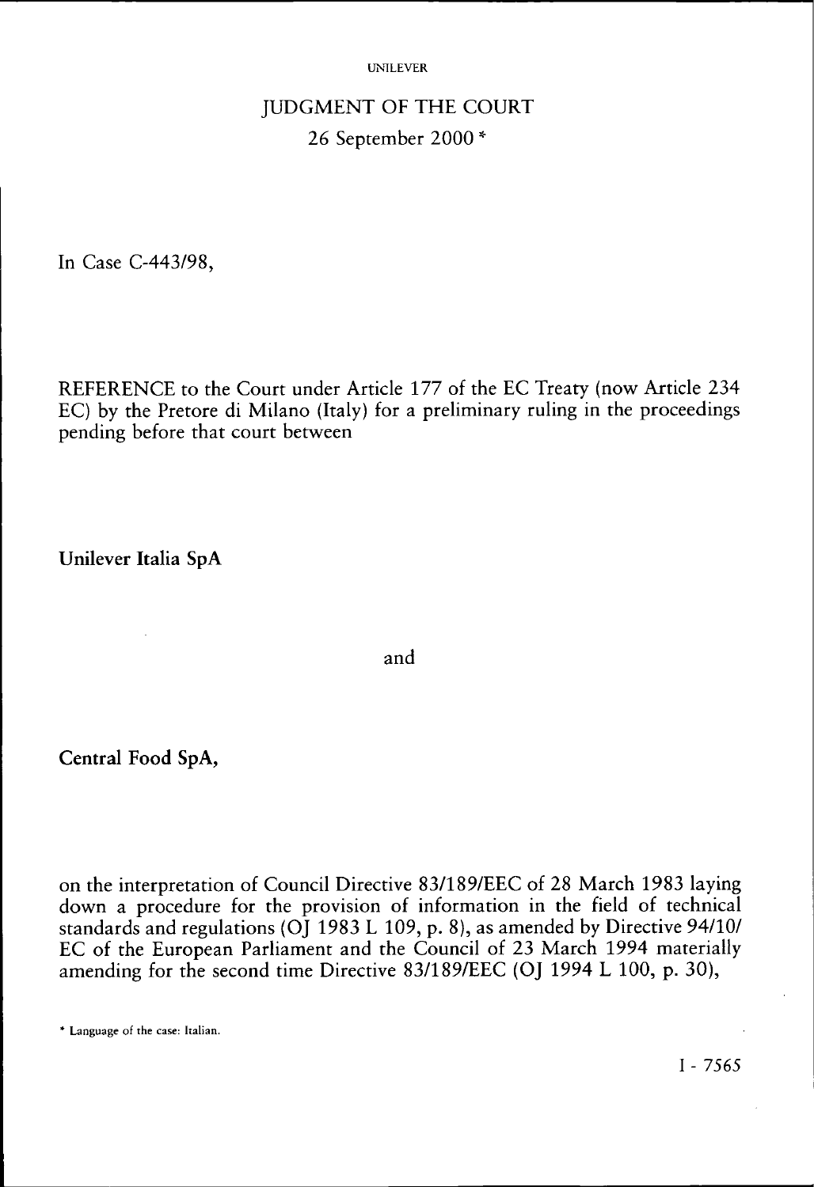# JUDGMENT OF THE COURT

26 September 2000 *

In Case C-443/98,

REFERENCE to the Court under Article 177 of the EC Treaty (now Article 234 EC) by the Pretore di Milano (Italy) for a preliminary ruling in the proceedings pending before that court between

**Unilever Italia SpA**

and

**Central Food SpA,**

on the interpretation of Council Directive 83/189/EEC of 28 March 1983 laying down a procedure for the provision of information in the field of technical standards and regulations (OJ 1983 L 109, p. 8), as amended by Directive 94/10/EC of the European Parliament and the Council of 23 March 1994 materially amending for the second time Directive 83/189/EEC (OJ 1994 L 100, p. 30),

* Language of the case: Italian.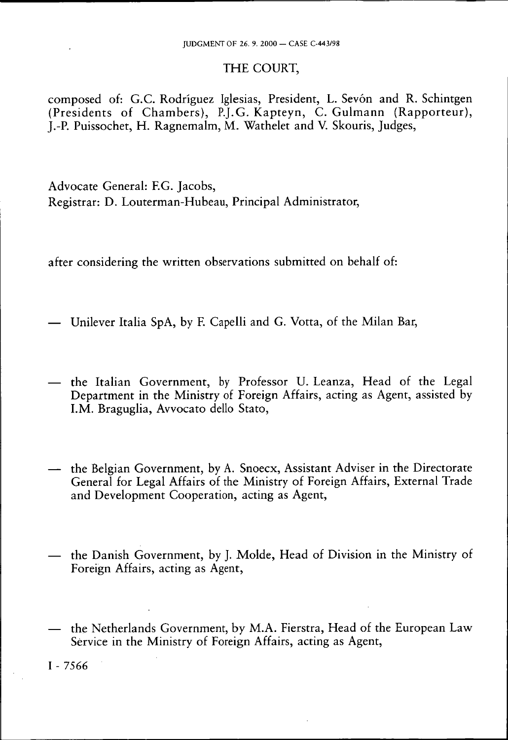THE COURT,

composed of: G.C. Rodríguez Iglesias, President, L. Sevón and R. Schintgen (Presidents of Chambers), P.J.G. Kapteyn, C. Gulmann (Rapporteur), J.-P. Puissochet, H. Ragnemalm, M. Wathelet and V. Skouris, Judges,

Advocate General: F.G. Jacobs,
Registrar: D. Louterman-Hubeau, Principal Administrator,

after considering the written observations submitted on behalf of:

— Unilever Italia SpA, by F. Capelli and G. Votta, of the Milan Bar,

— the Italian Government, by Professor U. Leanza, Head of the Legal Department in the Ministry of Foreign Affairs, acting as Agent, assisted by I.M. Braguglia, Avvocato dello Stato,

— the Belgian Government, by A. Snoecx, Assistant Adviser in the Directorate General for Legal Affairs of the Ministry of Foreign Affairs, External Trade and Development Cooperation, acting as Agent,

— the Danish Government, by J. Molde, Head of Division in the Ministry of Foreign Affairs, acting as Agent,

— the Netherlands Government, by M.A. Fierstra, Head of the European Law Service in the Ministry of Foreign Affairs, acting as Agent,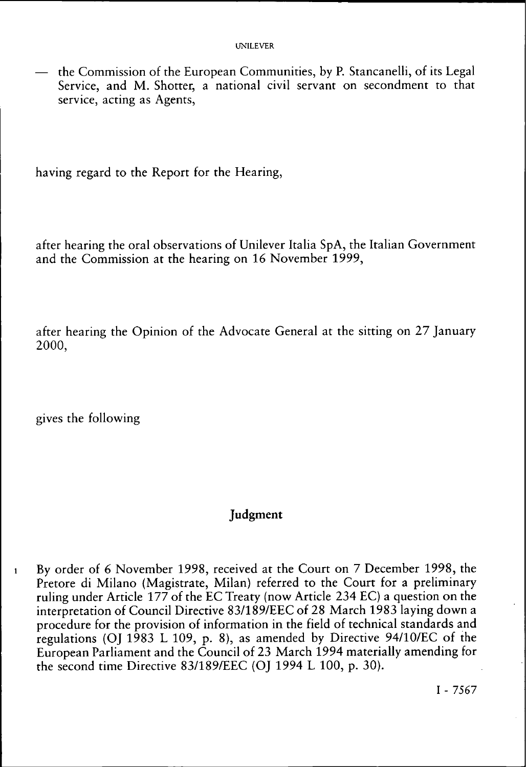— the Commission of the European Communities, by P. Stancanelli, of its Legal Service, and M. Shotter, a national civil servant on secondment to that service, acting as Agents,

having regard to the Report for the Hearing,

after hearing the oral observations of Unilever Italia SpA, the Italian Government and the Commission at the hearing on 16 November 1999,

after hearing the Opinion of the Advocate General at the sitting on 27 January 2000,

gives the following

## Judgment

1 By order of 6 November 1998, received at the Court on 7 December 1998, the Pretore di Milano (Magistrate, Milan) referred to the Court for a preliminary ruling under Article 177 of the EC Treaty (now Article 234 EC) a question on the interpretation of Council Directive 83/189/EEC of 28 March 1983 laying down a procedure for the provision of information in the field of technical standards and regulations (OJ 1983 L 109, p. 8), as amended by Directive 94/10/EC of the European Parliament and the Council of 23 March 1994 materially amending for the second time Directive 83/189/EEC (OJ 1994 L 100, p. 30).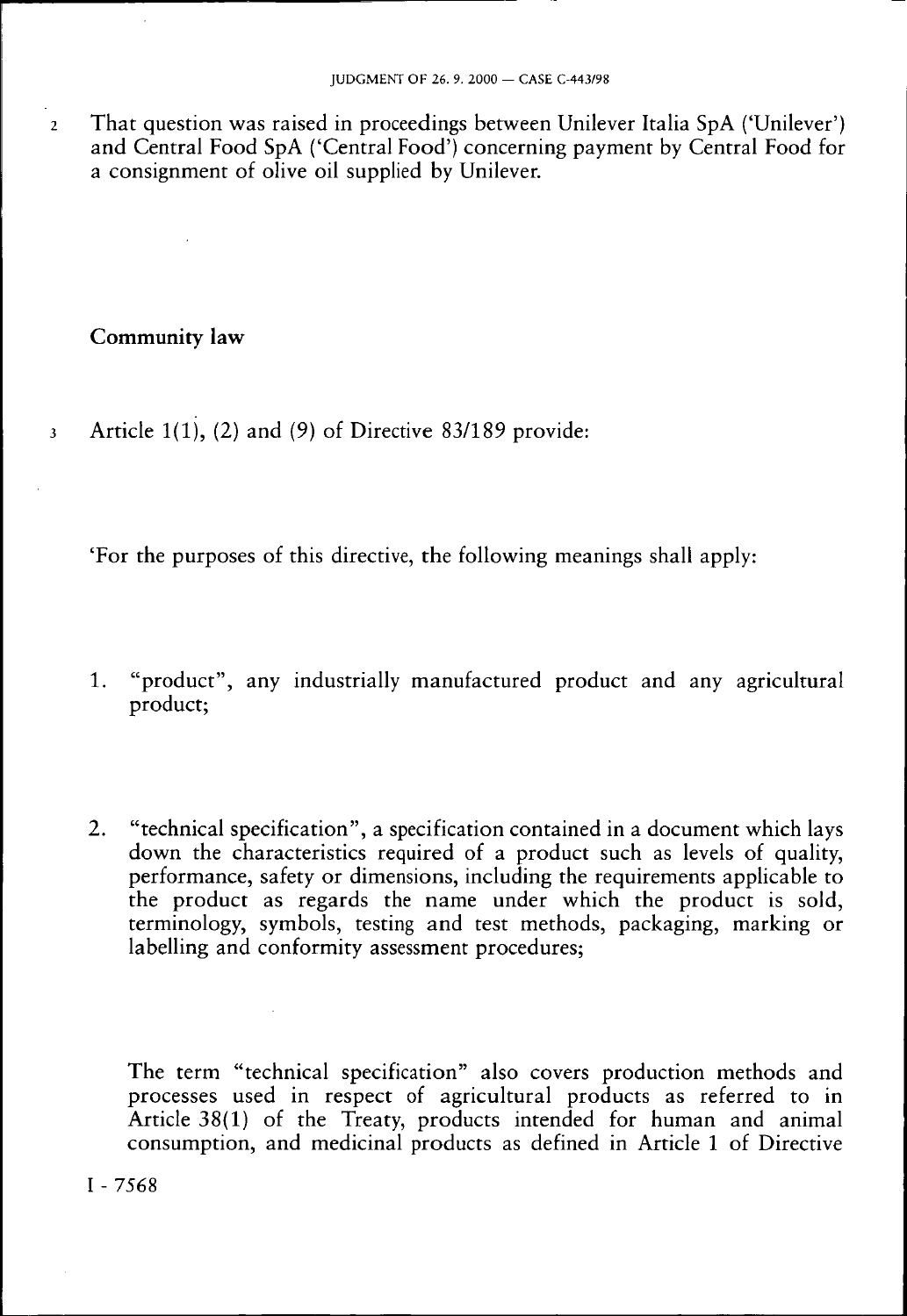2 That question was raised in proceedings between Unilever Italia SpA ('Unilever') and Central Food SpA ('Central Food') concerning payment by Central Food for a consignment of olive oil supplied by Unilever.

## Community law

3 Article 1(1), (2) and (9) of Directive 83/189 provide:

'For the purposes of this directive, the following meanings shall apply:

1. "product", any industrially manufactured product and any agricultural product;

2. "technical specification", a specification contained in a document which lays down the characteristics required of a product such as levels of quality, performance, safety or dimensions, including the requirements applicable to the product as regards the name under which the product is sold, terminology, symbols, testing and test methods, packaging, marking or labelling and conformity assessment procedures;

   The term "technical specification" also covers production methods and processes used in respect of agricultural products as referred to in Article 38(1) of the Treaty, products intended for human and animal consumption, and medicinal products as defined in Article 1 of Directive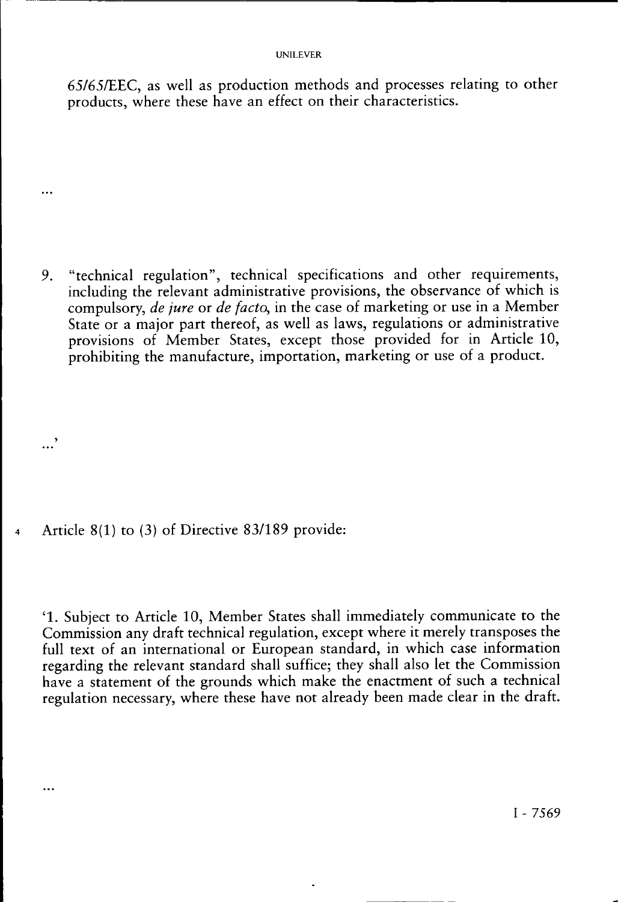65/65/EEC, as well as production methods and processes relating to other products, where these have an effect on their characteristics.

...

9. "technical regulation", technical specifications and other requirements, including the relevant administrative provisions, the observance of which is compulsory, *de jure* or *de facto*, in the case of marketing or use in a Member State or a major part thereof, as well as laws, regulations or administrative provisions of Member States, except those provided for in Article 10, prohibiting the manufacture, importation, marketing or use of a product.

...'

4 Article 8(1) to (3) of Directive 83/189 provide:

'1. Subject to Article 10, Member States shall immediately communicate to the Commission any draft technical regulation, except where it merely transposes the full text of an international or European standard, in which case information regarding the relevant standard shall suffice; they shall also let the Commission have a statement of the grounds which make the enactment of such a technical regulation necessary, where these have not already been made clear in the draft.

...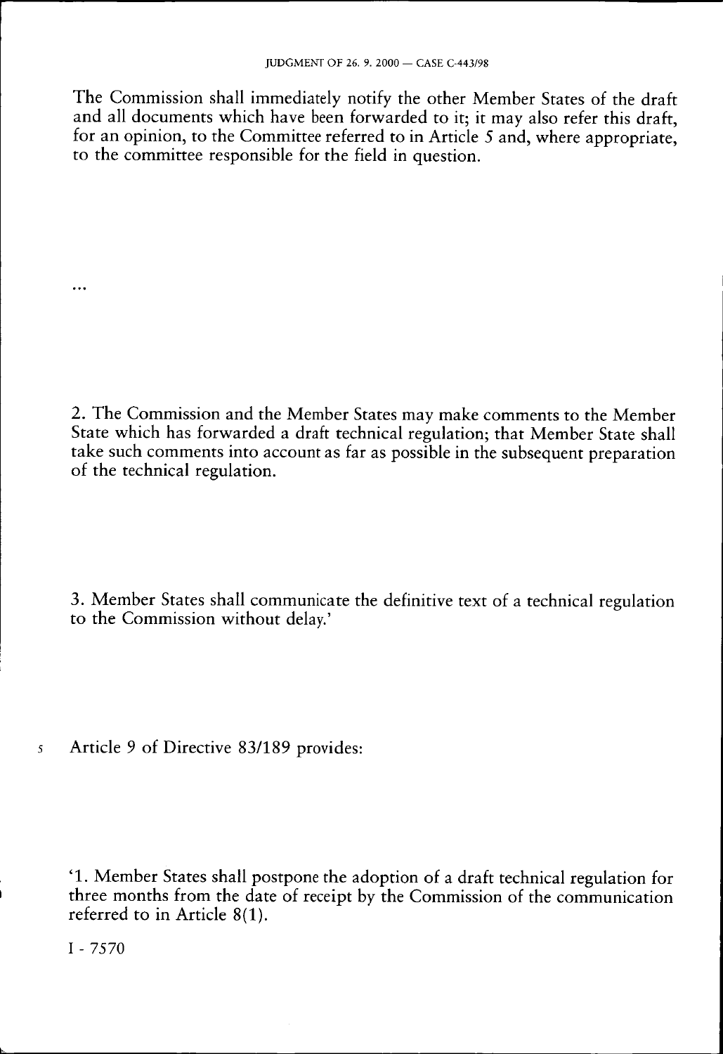The Commission shall immediately notify the other Member States of the draft and all documents which have been forwarded to it; it may also refer this draft, for an opinion, to the Committee referred to in Article 5 and, where appropriate, to the committee responsible for the field in question.

...

2. The Commission and the Member States may make comments to the Member State which has forwarded a draft technical regulation; that Member State shall take such comments into account as far as possible in the subsequent preparation of the technical regulation.

3. Member States shall communicate the definitive text of a technical regulation to the Commission without delay.'

5 Article 9 of Directive 83/189 provides:

'1. Member States shall postpone the adoption of a draft technical regulation for three months from the date of receipt by the Commission of the communication referred to in Article 8(1).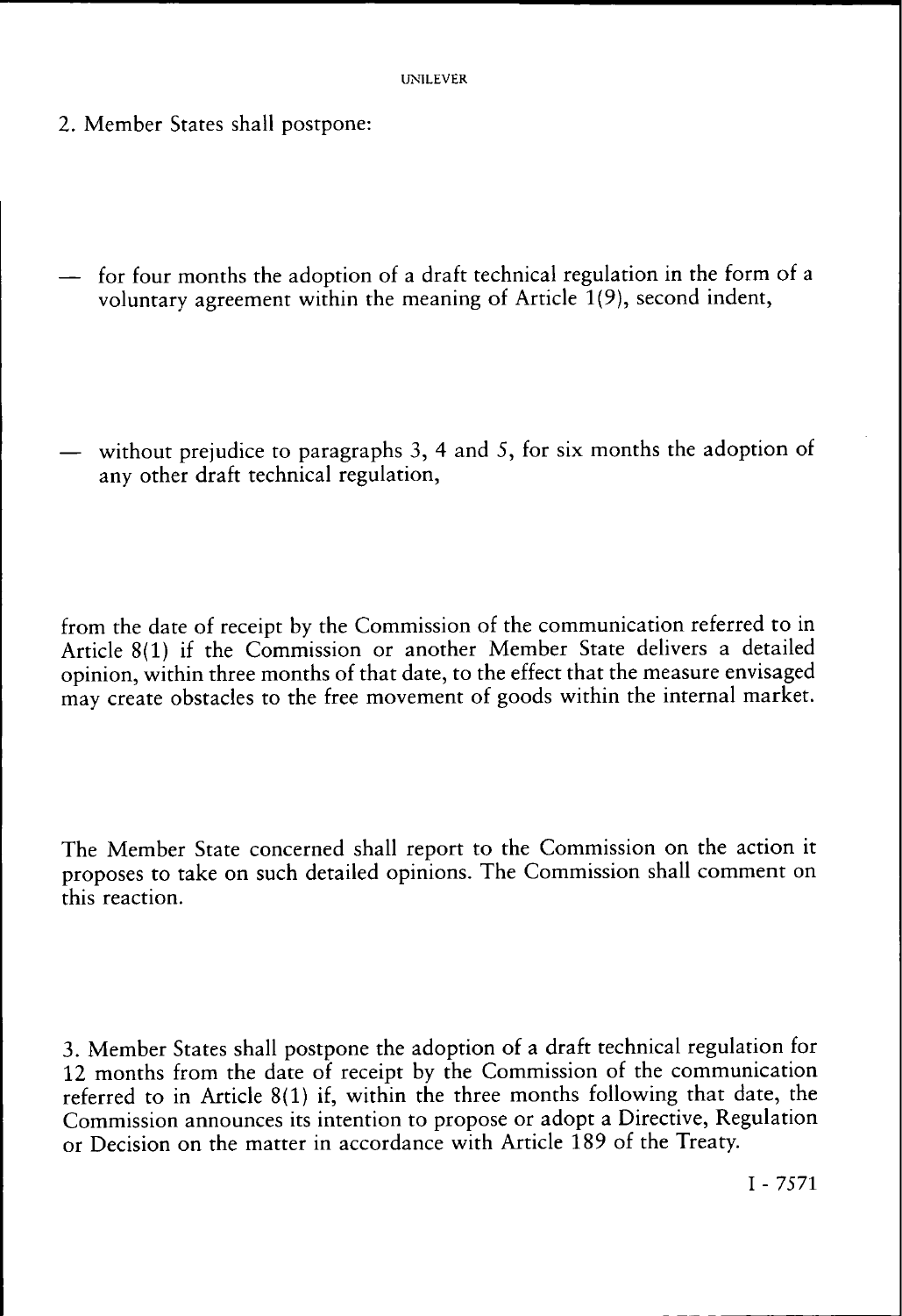2. Member States shall postpone:

— for four months the adoption of a draft technical regulation in the form of a voluntary agreement within the meaning of Article 1(9), second indent,

— without prejudice to paragraphs 3, 4 and 5, for six months the adoption of any other draft technical regulation,

from the date of receipt by the Commission of the communication referred to in Article 8(1) if the Commission or another Member State delivers a detailed opinion, within three months of that date, to the effect that the measure envisaged may create obstacles to the free movement of goods within the internal market.

The Member State concerned shall report to the Commission on the action it proposes to take on such detailed opinions. The Commission shall comment on this reaction.

3. Member States shall postpone the adoption of a draft technical regulation for 12 months from the date of receipt by the Commission of the communication referred to in Article 8(1) if, within the three months following that date, the Commission announces its intention to propose or adopt a Directive, Regulation or Decision on the matter in accordance with Article 189 of the Treaty.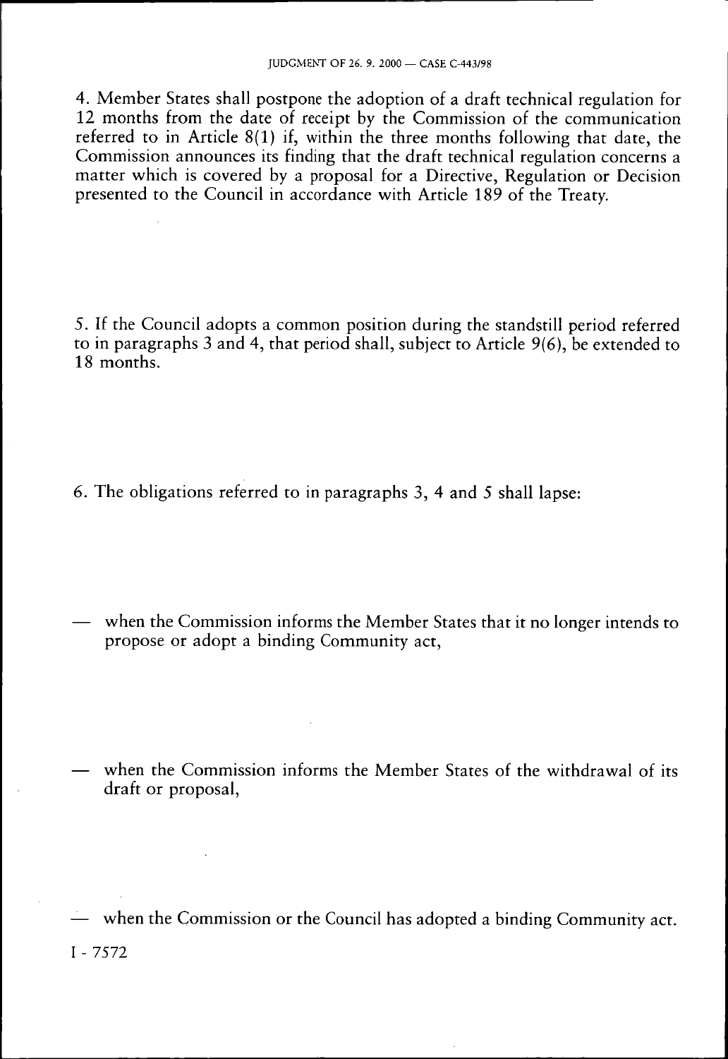4. Member States shall postpone the adoption of a draft technical regulation for 12 months from the date of receipt by the Commission of the communication referred to in Article 8(1) if, within the three months following that date, the Commission announces its finding that the draft technical regulation concerns a matter which is covered by a proposal for a Directive, Regulation or Decision presented to the Council in accordance with Article 189 of the Treaty.

5. If the Council adopts a common position during the standstill period referred to in paragraphs 3 and 4, that period shall, subject to Article 9(6), be extended to 18 months.

6. The obligations referred to in paragraphs 3, 4 and 5 shall lapse:

— when the Commission informs the Member States that it no longer intends to propose or adopt a binding Community act,

— when the Commission informs the Member States of the withdrawal of its draft or proposal,

— when the Commission or the Council has adopted a binding Community act.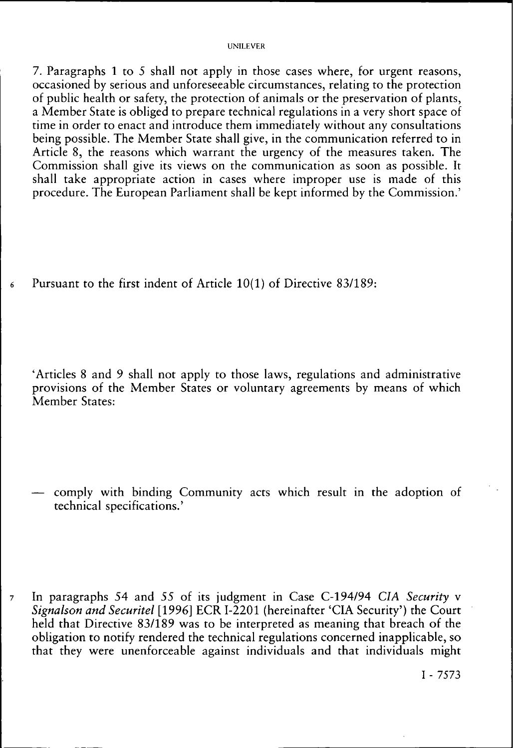7. Paragraphs 1 to 5 shall not apply in those cases where, for urgent reasons, occasioned by serious and unforeseeable circumstances, relating to the protection of public health or safety, the protection of animals or the preservation of plants, a Member State is obliged to prepare technical regulations in a very short space of time in order to enact and introduce them immediately without any consultations being possible. The Member State shall give, in the communication referred to in Article 8, the reasons which warrant the urgency of the measures taken. The Commission shall give its views on the communication as soon as possible. It shall take appropriate action in cases where improper use is made of this procedure. The European Parliament shall be kept informed by the Commission.'

6 Pursuant to the first indent of Article 10(1) of Directive 83/189:

'Articles 8 and 9 shall not apply to those laws, regulations and administrative provisions of the Member States or voluntary agreements by means of which Member States:

— comply with binding Community acts which result in the adoption of technical specifications.'

7 In paragraphs 54 and 55 of its judgment in Case C-194/94 *CIA Security* v *Signalson and Securitel* [1996] ECR I-2201 (hereinafter 'CIA Security') the Court held that Directive 83/189 was to be interpreted as meaning that breach of the obligation to notify rendered the technical regulations concerned inapplicable, so that they were unenforceable against individuals and that individuals might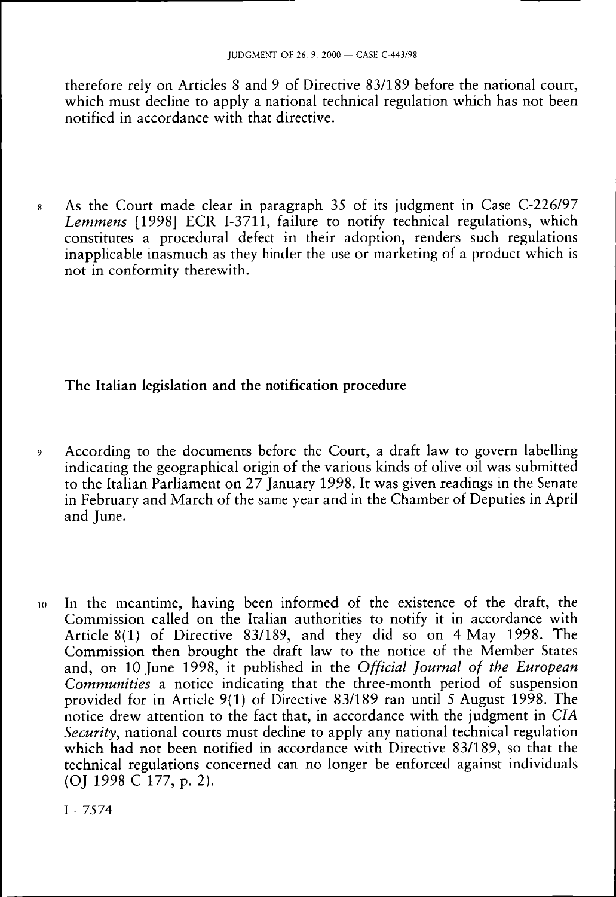therefore rely on Articles 8 and 9 of Directive 83/189 before the national court, which must decline to apply a national technical regulation which has not been notified in accordance with that directive.

8 As the Court made clear in paragraph 35 of its judgment in Case C-226/97 *Lemmens* [1998] ECR I-3711, failure to notify technical regulations, which constitutes a procedural defect in their adoption, renders such regulations inapplicable inasmuch as they hinder the use or marketing of a product which is not in conformity therewith.

## The Italian legislation and the notification procedure

9 According to the documents before the Court, a draft law to govern labelling indicating the geographical origin of the various kinds of olive oil was submitted to the Italian Parliament on 27 January 1998. It was given readings in the Senate in February and March of the same year and in the Chamber of Deputies in April and June.

10 In the meantime, having been informed of the existence of the draft, the Commission called on the Italian authorities to notify it in accordance with Article 8(1) of Directive 83/189, and they did so on 4 May 1998. The Commission then brought the draft law to the notice of the Member States and, on 10 June 1998, it published in the *Official Journal of the European Communities* a notice indicating that the three-month period of suspension provided for in Article 9(1) of Directive 83/189 ran until 5 August 1998. The notice drew attention to the fact that, in accordance with the judgment in *CIA Security*, national courts must decline to apply any national technical regulation which had not been notified in accordance with Directive 83/189, so that the technical regulations concerned can no longer be enforced against individuals (OJ 1998 C 177, p. 2).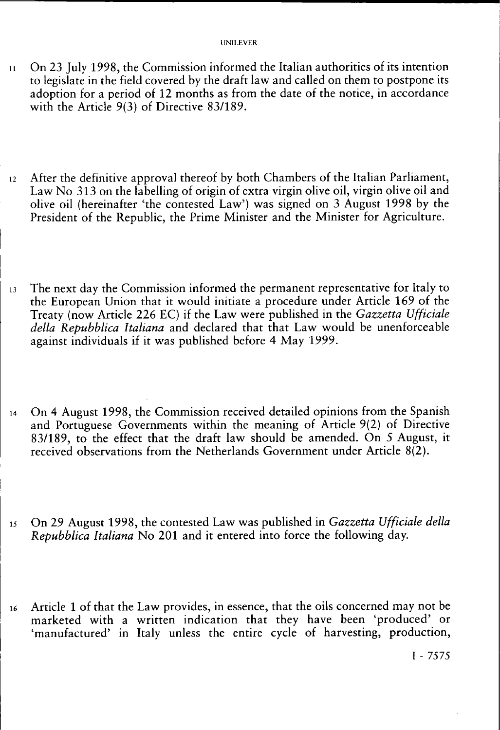11 On 23 July 1998, the Commission informed the Italian authorities of its intention to legislate in the field covered by the draft law and called on them to postpone its adoption for a period of 12 months as from the date of the notice, in accordance with the Article 9(3) of Directive 83/189.

12 After the definitive approval thereof by both Chambers of the Italian Parliament, Law No 313 on the labelling of origin of extra virgin olive oil, virgin olive oil and olive oil (hereinafter 'the contested Law') was signed on 3 August 1998 by the President of the Republic, the Prime Minister and the Minister for Agriculture.

13 The next day the Commission informed the permanent representative for Italy to the European Union that it would initiate a procedure under Article 169 of the Treaty (now Article 226 EC) if the Law were published in the *Gazzetta Ufficiale della Repubblica Italiana* and declared that that Law would be unenforceable against individuals if it was published before 4 May 1999.

14 On 4 August 1998, the Commission received detailed opinions from the Spanish and Portuguese Governments within the meaning of Article 9(2) of Directive 83/189, to the effect that the draft law should be amended. On 5 August, it received observations from the Netherlands Government under Article 8(2).

15 On 29 August 1998, the contested Law was published in *Gazzetta Ufficiale della Repubblica Italiana* No 201 and it entered into force the following day.

16 Article 1 of that the Law provides, in essence, that the oils concerned may not be marketed with a written indication that they have been 'produced' or 'manufactured' in Italy unless the entire cycle of harvesting, production,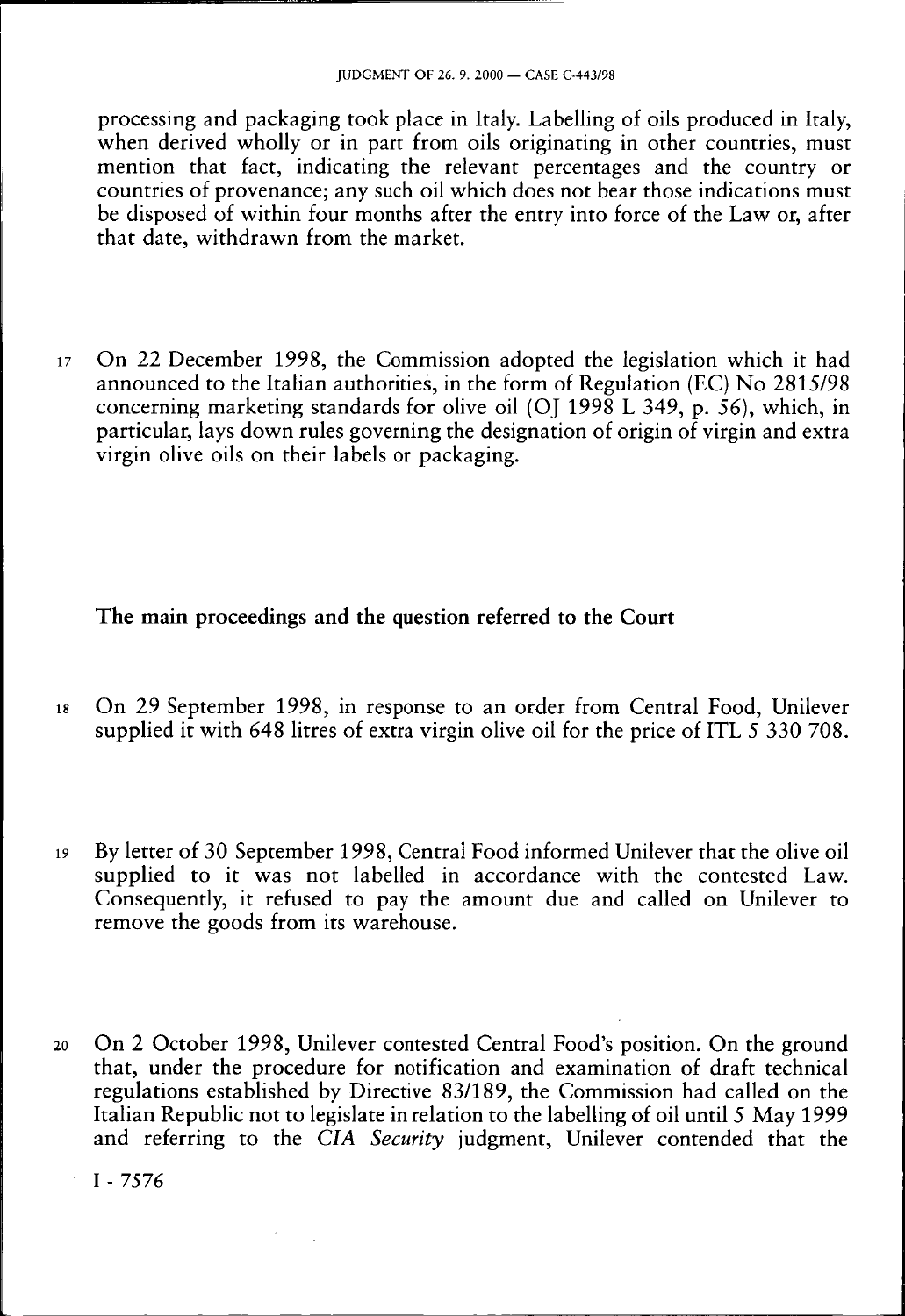processing and packaging took place in Italy. Labelling of oils produced in Italy, when derived wholly or in part from oils originating in other countries, must mention that fact, indicating the relevant percentages and the country or countries of provenance; any such oil which does not bear those indications must be disposed of within four months after the entry into force of the Law or, after that date, withdrawn from the market.

17 On 22 December 1998, the Commission adopted the legislation which it had announced to the Italian authorities, in the form of Regulation (EC) No 2815/98 concerning marketing standards for olive oil (OJ 1998 L 349, p. 56), which, in particular, lays down rules governing the designation of origin of virgin and extra virgin olive oils on their labels or packaging.

## The main proceedings and the question referred to the Court

18 On 29 September 1998, in response to an order from Central Food, Unilever supplied it with 648 litres of extra virgin olive oil for the price of ITL 5 330 708.

19 By letter of 30 September 1998, Central Food informed Unilever that the olive oil supplied to it was not labelled in accordance with the contested Law. Consequently, it refused to pay the amount due and called on Unilever to remove the goods from its warehouse.

20 On 2 October 1998, Unilever contested Central Food's position. On the ground that, under the procedure for notification and examination of draft technical regulations established by Directive 83/189, the Commission had called on the Italian Republic not to legislate in relation to the labelling of oil until 5 May 1999 and referring to the *CIA Security* judgment, Unilever contended that the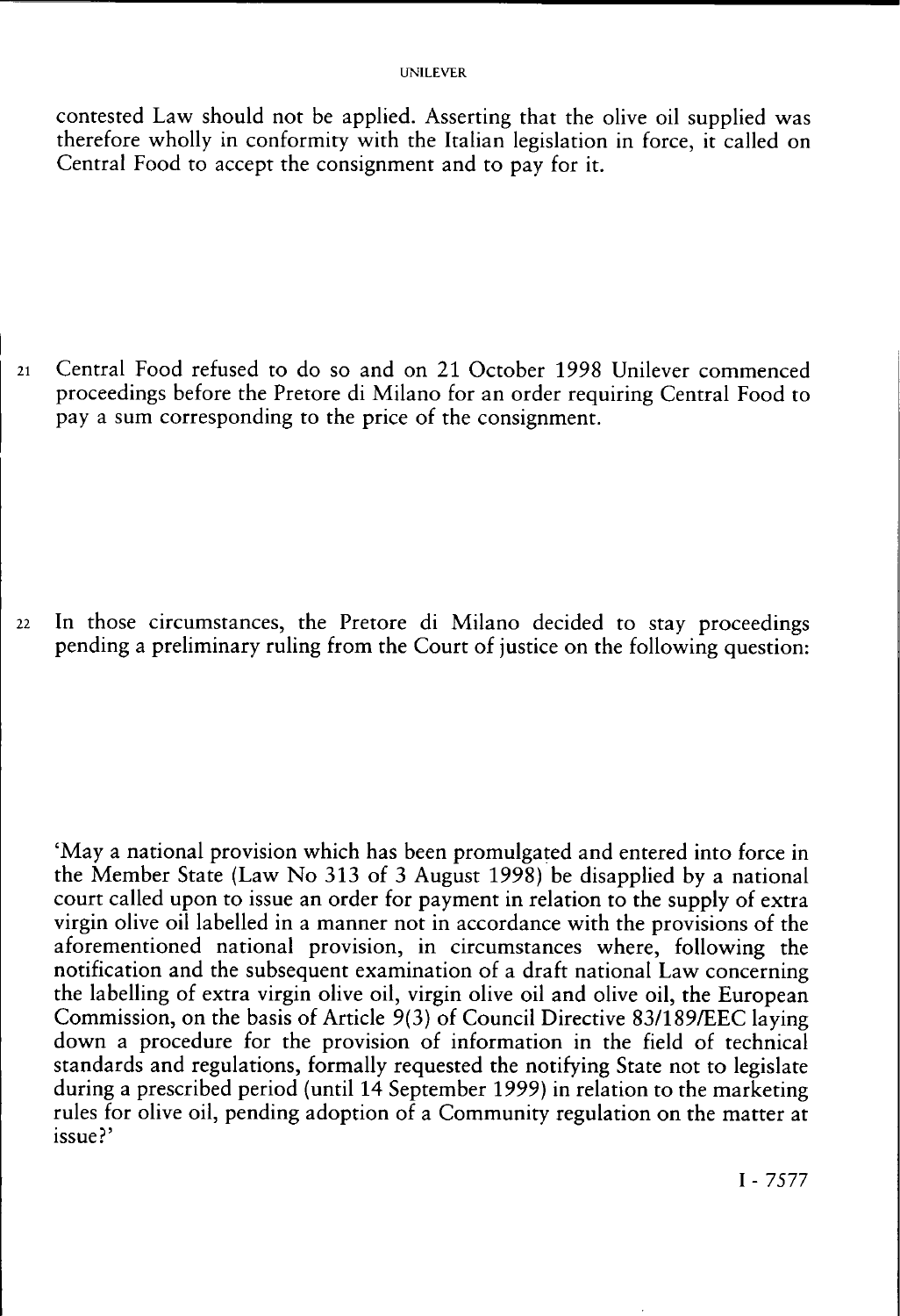contested Law should not be applied. Asserting that the olive oil supplied was therefore wholly in conformity with the Italian legislation in force, it called on Central Food to accept the consignment and to pay for it.

21 Central Food refused to do so and on 21 October 1998 Unilever commenced proceedings before the Pretore di Milano for an order requiring Central Food to pay a sum corresponding to the price of the consignment.

22 In those circumstances, the Pretore di Milano decided to stay proceedings pending a preliminary ruling from the Court of justice on the following question:

'May a national provision which has been promulgated and entered into force in the Member State (Law No 313 of 3 August 1998) be disapplied by a national court called upon to issue an order for payment in relation to the supply of extra virgin olive oil labelled in a manner not in accordance with the provisions of the aforementioned national provision, in circumstances where, following the notification and the subsequent examination of a draft national Law concerning the labelling of extra virgin olive oil, virgin olive oil and olive oil, the European Commission, on the basis of Article 9(3) of Council Directive 83/189/EEC laying down a procedure for the provision of information in the field of technical standards and regulations, formally requested the notifying State not to legislate during a prescribed period (until 14 September 1999) in relation to the marketing rules for olive oil, pending adoption of a Community regulation on the matter at issue?'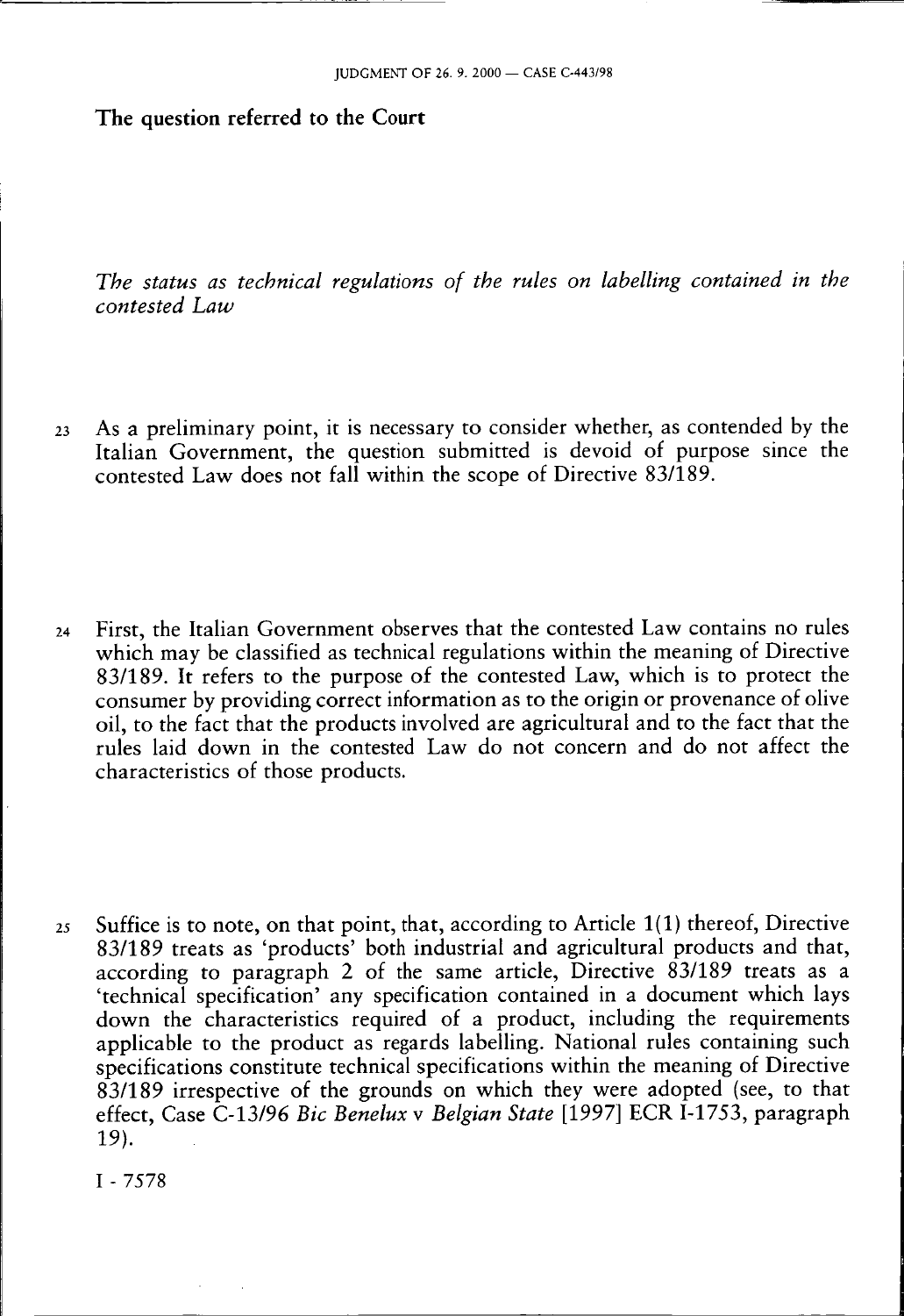## The question referred to the Court

### *The status as technical regulations of the rules on labelling contained in the contested Law*

23 As a preliminary point, it is necessary to consider whether, as contended by the Italian Government, the question submitted is devoid of purpose since the contested Law does not fall within the scope of Directive 83/189.

24 First, the Italian Government observes that the contested Law contains no rules which may be classified as technical regulations within the meaning of Directive 83/189. It refers to the purpose of the contested Law, which is to protect the consumer by providing correct information as to the origin or provenance of olive oil, to the fact that the products involved are agricultural and to the fact that the rules laid down in the contested Law do not concern and do not affect the characteristics of those products.

25 Suffice is to note, on that point, that, according to Article 1(1) thereof, Directive 83/189 treats as 'products' both industrial and agricultural products and that, according to paragraph 2 of the same article, Directive 83/189 treats as a 'technical specification' any specification contained in a document which lays down the characteristics required of a product, including the requirements applicable to the product as regards labelling. National rules containing such specifications constitute technical specifications within the meaning of Directive 83/189 irrespective of the grounds on which they were adopted (see, to that effect, Case C-13/96 *Bic Benelux* v *Belgian State* [1997] ECR I-1753, paragraph 19).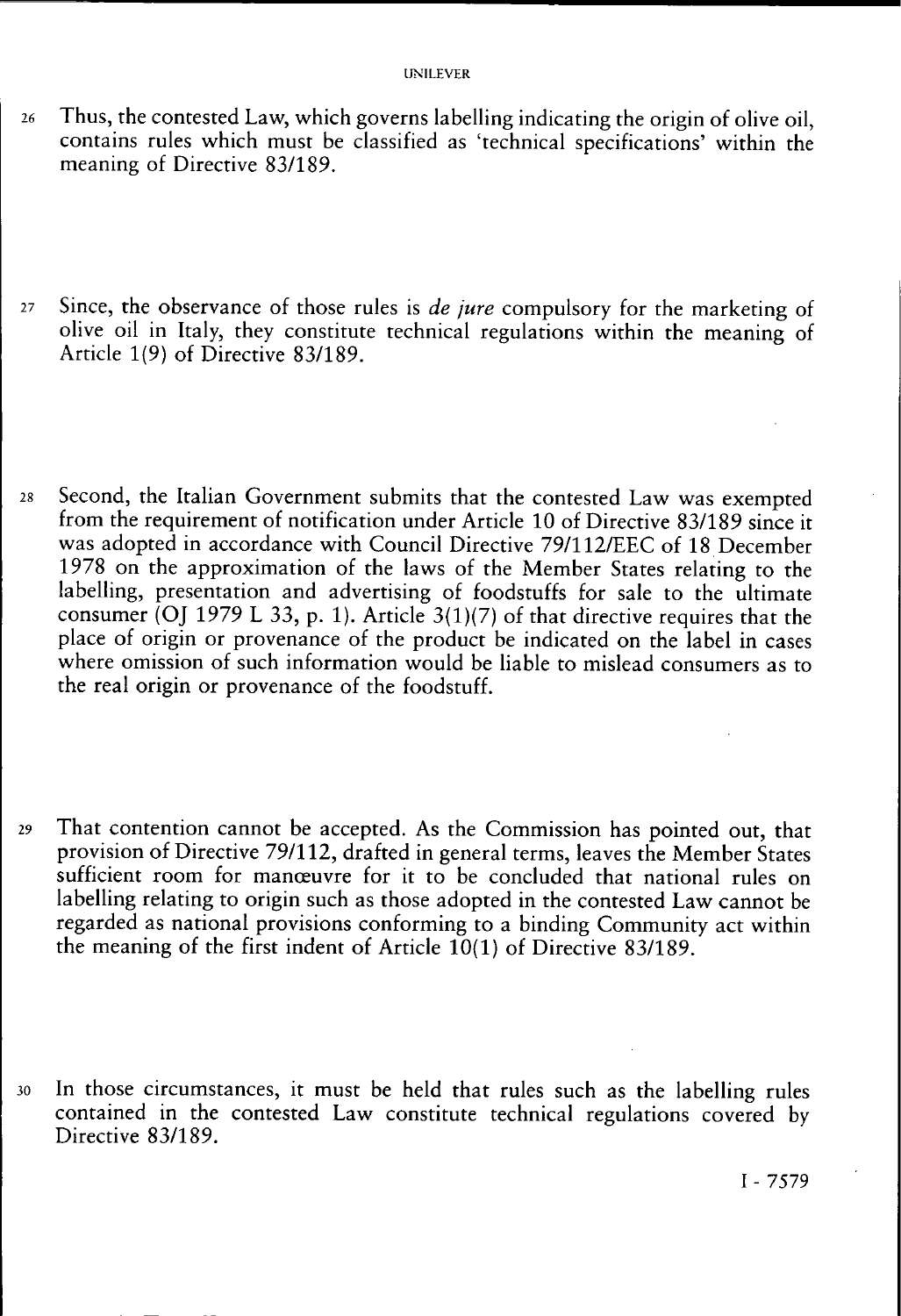26 Thus, the contested Law, which governs labelling indicating the origin of olive oil, contains rules which must be classified as 'technical specifications' within the meaning of Directive 83/189.

27 Since, the observance of those rules is *de jure* compulsory for the marketing of olive oil in Italy, they constitute technical regulations within the meaning of Article 1(9) of Directive 83/189.

28 Second, the Italian Government submits that the contested Law was exempted from the requirement of notification under Article 10 of Directive 83/189 since it was adopted in accordance with Council Directive 79/112/EEC of 18 December 1978 on the approximation of the laws of the Member States relating to the labelling, presentation and advertising of foodstuffs for sale to the ultimate consumer (OJ 1979 L 33, p. 1). Article 3(1)(7) of that directive requires that the place of origin or provenance of the product be indicated on the label in cases where omission of such information would be liable to mislead consumers as to the real origin or provenance of the foodstuff.

29 That contention cannot be accepted. As the Commission has pointed out, that provision of Directive 79/112, drafted in general terms, leaves the Member States sufficient room for manœuvre for it to be concluded that national rules on labelling relating to origin such as those adopted in the contested Law cannot be regarded as national provisions conforming to a binding Community act within the meaning of the first indent of Article 10(1) of Directive 83/189.

30 In those circumstances, it must be held that rules such as the labelling rules contained in the contested Law constitute technical regulations covered by Directive 83/189.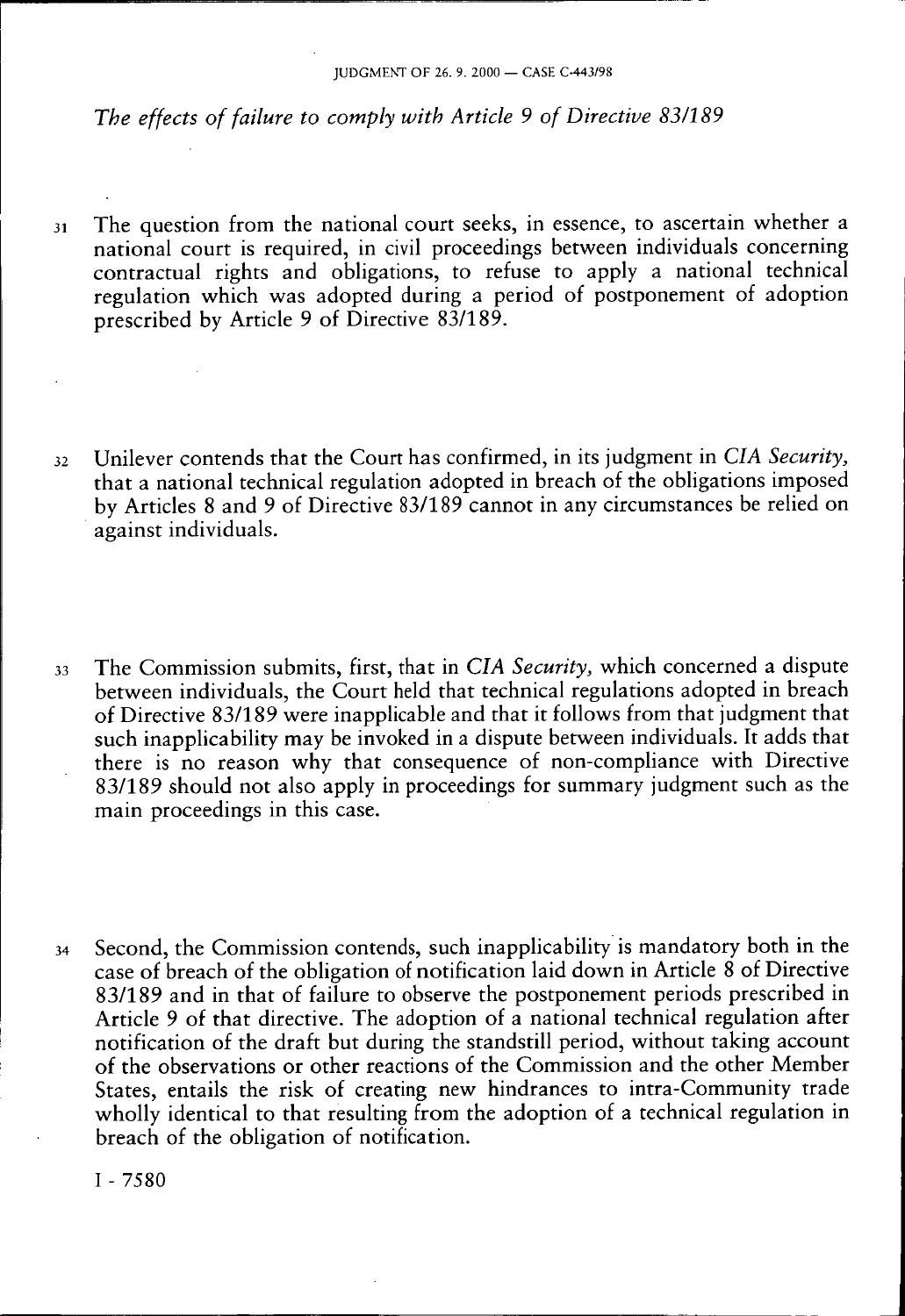*The effects of failure to comply with Article 9 of Directive 83/189*

31 The question from the national court seeks, in essence, to ascertain whether a national court is required, in civil proceedings between individuals concerning contractual rights and obligations, to refuse to apply a national technical regulation which was adopted during a period of postponement of adoption prescribed by Article 9 of Directive 83/189.

32 Unilever contends that the Court has confirmed, in its judgment in *CIA Security*, that a national technical regulation adopted in breach of the obligations imposed by Articles 8 and 9 of Directive 83/189 cannot in any circumstances be relied on against individuals.

33 The Commission submits, first, that in *CIA Security*, which concerned a dispute between individuals, the Court held that technical regulations adopted in breach of Directive 83/189 were inapplicable and that it follows from that judgment that such inapplicability may be invoked in a dispute between individuals. It adds that there is no reason why that consequence of non-compliance with Directive 83/189 should not also apply in proceedings for summary judgment such as the main proceedings in this case.

34 Second, the Commission contends, such inapplicability is mandatory both in the case of breach of the obligation of notification laid down in Article 8 of Directive 83/189 and in that of failure to observe the postponement periods prescribed in Article 9 of that directive. The adoption of a national technical regulation after notification of the draft but during the standstill period, without taking account of the observations or other reactions of the Commission and the other Member States, entails the risk of creating new hindrances to intra-Community trade wholly identical to that resulting from the adoption of a technical regulation in breach of the obligation of notification.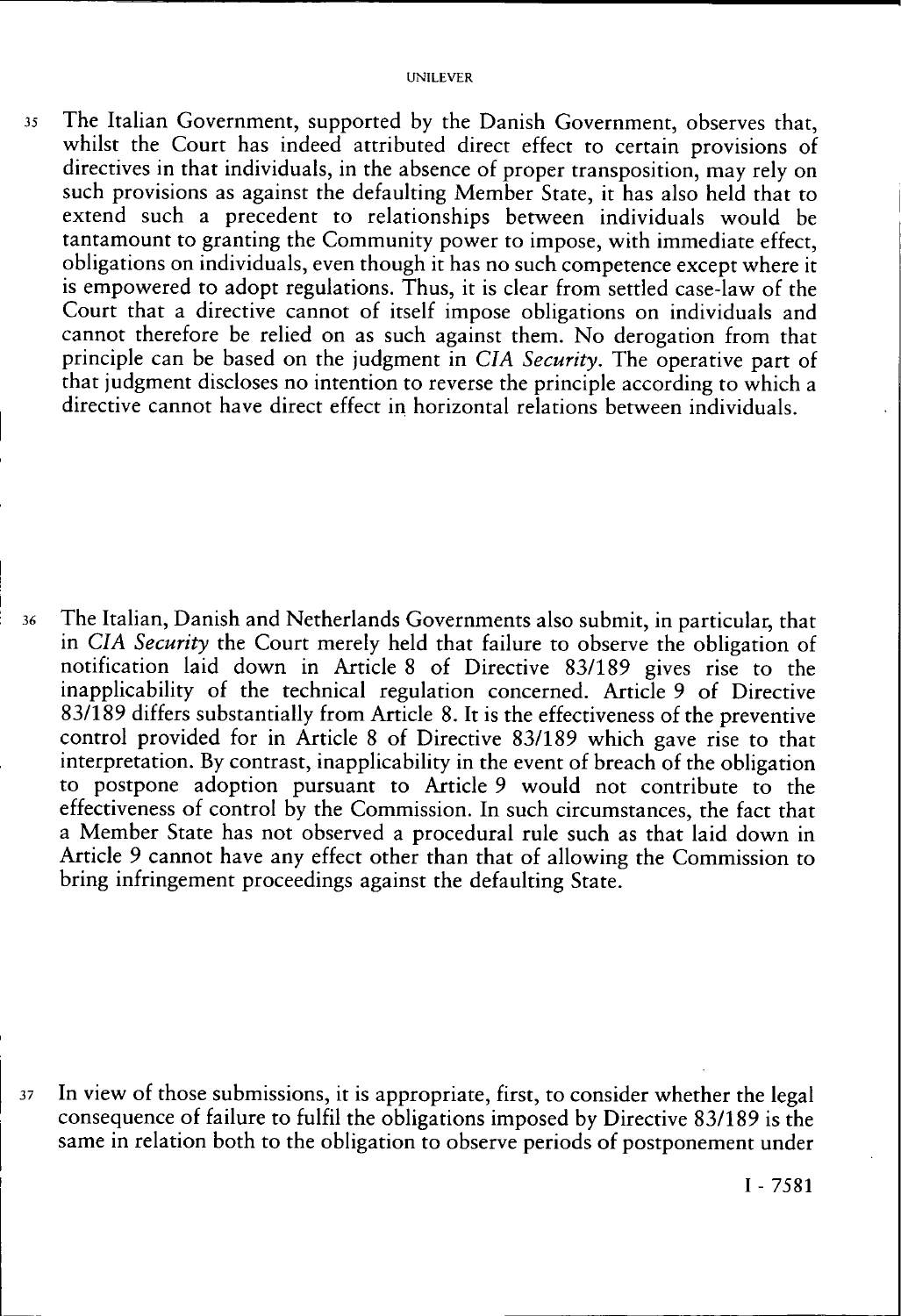35 The Italian Government, supported by the Danish Government, observes that, whilst the Court has indeed attributed direct effect to certain provisions of directives in that individuals, in the absence of proper transposition, may rely on such provisions as against the defaulting Member State, it has also held that to extend such a precedent to relationships between individuals would be tantamount to granting the Community power to impose, with immediate effect, obligations on individuals, even though it has no such competence except where it is empowered to adopt regulations. Thus, it is clear from settled case-law of the Court that a directive cannot of itself impose obligations on individuals and cannot therefore be relied on as such against them. No derogation from that principle can be based on the judgment in *CIA Security*. The operative part of that judgment discloses no intention to reverse the principle according to which a directive cannot have direct effect in horizontal relations between individuals.

36 The Italian, Danish and Netherlands Governments also submit, in particular, that in *CIA Security* the Court merely held that failure to observe the obligation of notification laid down in Article 8 of Directive 83/189 gives rise to the inapplicability of the technical regulation concerned. Article 9 of Directive 83/189 differs substantially from Article 8. It is the effectiveness of the preventive control provided for in Article 8 of Directive 83/189 which gave rise to that interpretation. By contrast, inapplicability in the event of breach of the obligation to postpone adoption pursuant to Article 9 would not contribute to the effectiveness of control by the Commission. In such circumstances, the fact that a Member State has not observed a procedural rule such as that laid down in Article 9 cannot have any effect other than that of allowing the Commission to bring infringement proceedings against the defaulting State.

37 In view of those submissions, it is appropriate, first, to consider whether the legal consequence of failure to fulfil the obligations imposed by Directive 83/189 is the same in relation both to the obligation to observe periods of postponement under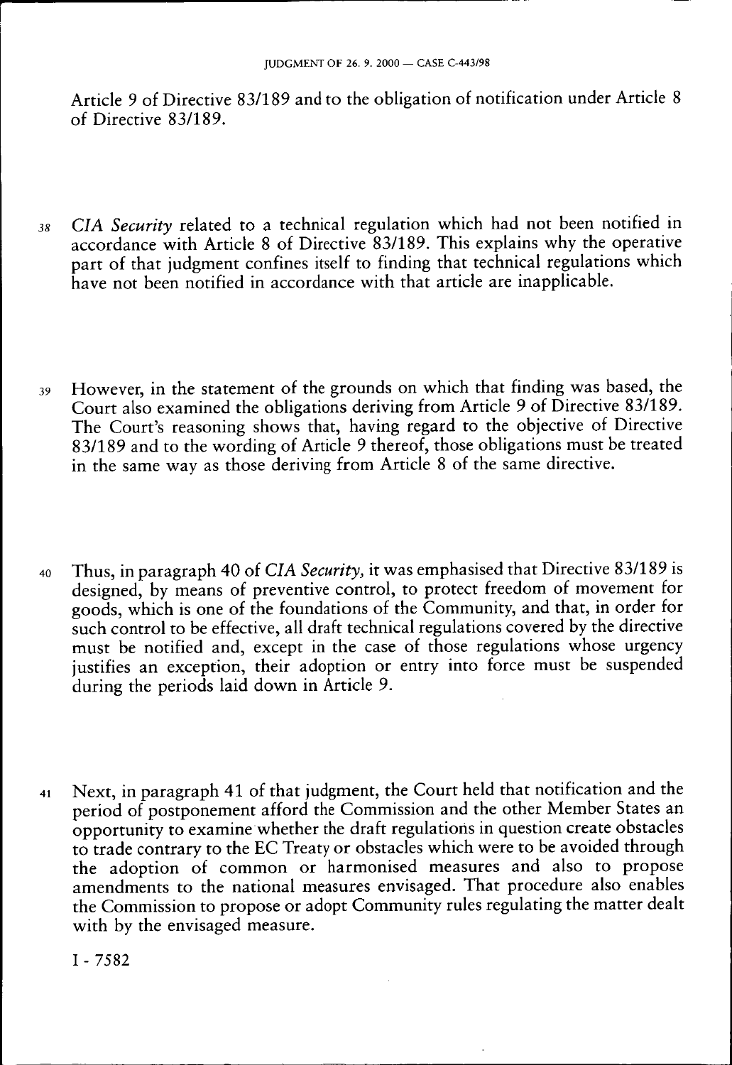Article 9 of Directive 83/189 and to the obligation of notification under Article 8 of Directive 83/189.

38 *CIA Security* related to a technical regulation which had not been notified in accordance with Article 8 of Directive 83/189. This explains why the operative part of that judgment confines itself to finding that technical regulations which have not been notified in accordance with that article are inapplicable.

39 However, in the statement of the grounds on which that finding was based, the Court also examined the obligations deriving from Article 9 of Directive 83/189. The Court's reasoning shows that, having regard to the objective of Directive 83/189 and to the wording of Article 9 thereof, those obligations must be treated in the same way as those deriving from Article 8 of the same directive.

40 Thus, in paragraph 40 of *CIA Security,* it was emphasised that Directive 83/189 is designed, by means of preventive control, to protect freedom of movement for goods, which is one of the foundations of the Community, and that, in order for such control to be effective, all draft technical regulations covered by the directive must be notified and, except in the case of those regulations whose urgency justifies an exception, their adoption or entry into force must be suspended during the periods laid down in Article 9.

41 Next, in paragraph 41 of that judgment, the Court held that notification and the period of postponement afford the Commission and the other Member States an opportunity to examine whether the draft regulations in question create obstacles to trade contrary to the EC Treaty or obstacles which were to be avoided through the adoption of common or harmonised measures and also to propose amendments to the national measures envisaged. That procedure also enables the Commission to propose or adopt Community rules regulating the matter dealt with by the envisaged measure.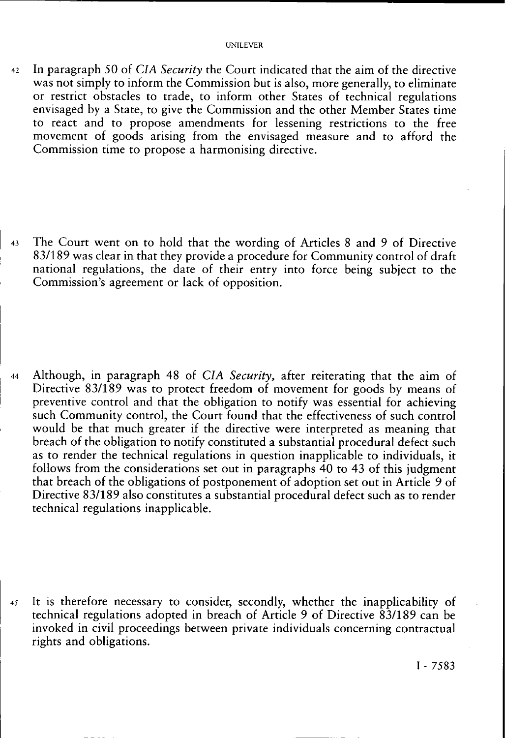42 In paragraph 50 of *CIA Security* the Court indicated that the aim of the directive was not simply to inform the Commission but is also, more generally, to eliminate or restrict obstacles to trade, to inform other States of technical regulations envisaged by a State, to give the Commission and the other Member States time to react and to propose amendments for lessening restrictions to the free movement of goods arising from the envisaged measure and to afford the Commission time to propose a harmonising directive.

43 The Court went on to hold that the wording of Articles 8 and 9 of Directive 83/189 was clear in that they provide a procedure for Community control of draft national regulations, the date of their entry into force being subject to the Commission's agreement or lack of opposition.

44 Although, in paragraph 48 of *CIA Security*, after reiterating that the aim of Directive 83/189 was to protect freedom of movement for goods by means of preventive control and that the obligation to notify was essential for achieving such Community control, the Court found that the effectiveness of such control would be that much greater if the directive were interpreted as meaning that breach of the obligation to notify constituted a substantial procedural defect such as to render the technical regulations in question inapplicable to individuals, it follows from the considerations set out in paragraphs 40 to 43 of this judgment that breach of the obligations of postponement of adoption set out in Article 9 of Directive 83/189 also constitutes a substantial procedural defect such as to render technical regulations inapplicable.

45 It is therefore necessary to consider, secondly, whether the inapplicability of technical regulations adopted in breach of Article 9 of Directive 83/189 can be invoked in civil proceedings between private individuals concerning contractual rights and obligations.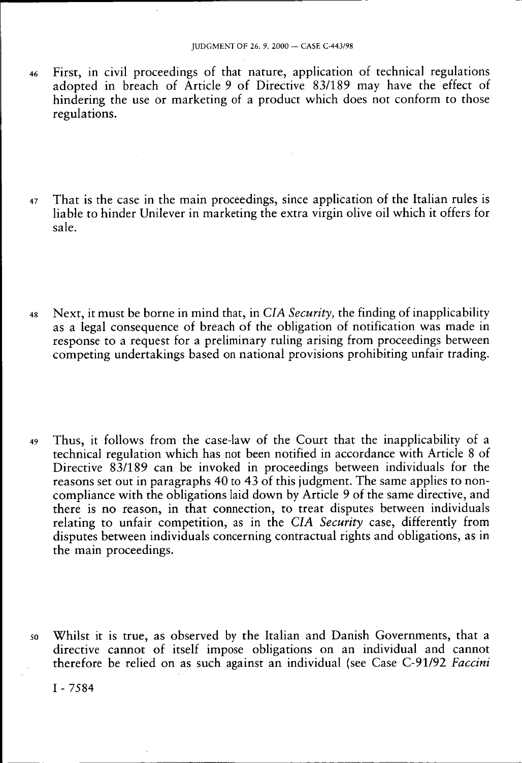46 First, in civil proceedings of that nature, application of technical regulations adopted in breach of Article 9 of Directive 83/189 may have the effect of hindering the use or marketing of a product which does not conform to those regulations.

47 That is the case in the main proceedings, since application of the Italian rules is liable to hinder Unilever in marketing the extra virgin olive oil which it offers for sale.

48 Next, it must be borne in mind that, in *CIA Security*, the finding of inapplicability as a legal consequence of breach of the obligation of notification was made in response to a request for a preliminary ruling arising from proceedings between competing undertakings based on national provisions prohibiting unfair trading.

49 Thus, it follows from the case-law of the Court that the inapplicability of a technical regulation which has not been notified in accordance with Article 8 of Directive 83/189 can be invoked in proceedings between individuals for the reasons set out in paragraphs 40 to 43 of this judgment. The same applies to non-compliance with the obligations laid down by Article 9 of the same directive, and there is no reason, in that connection, to treat disputes between individuals relating to unfair competition, as in the *CIA Security* case, differently from disputes between individuals concerning contractual rights and obligations, as in the main proceedings.

50 Whilst it is true, as observed by the Italian and Danish Governments, that a directive cannot of itself impose obligations on an individual and cannot therefore be relied on as such against an individual (see Case C-91/92 *Faccini*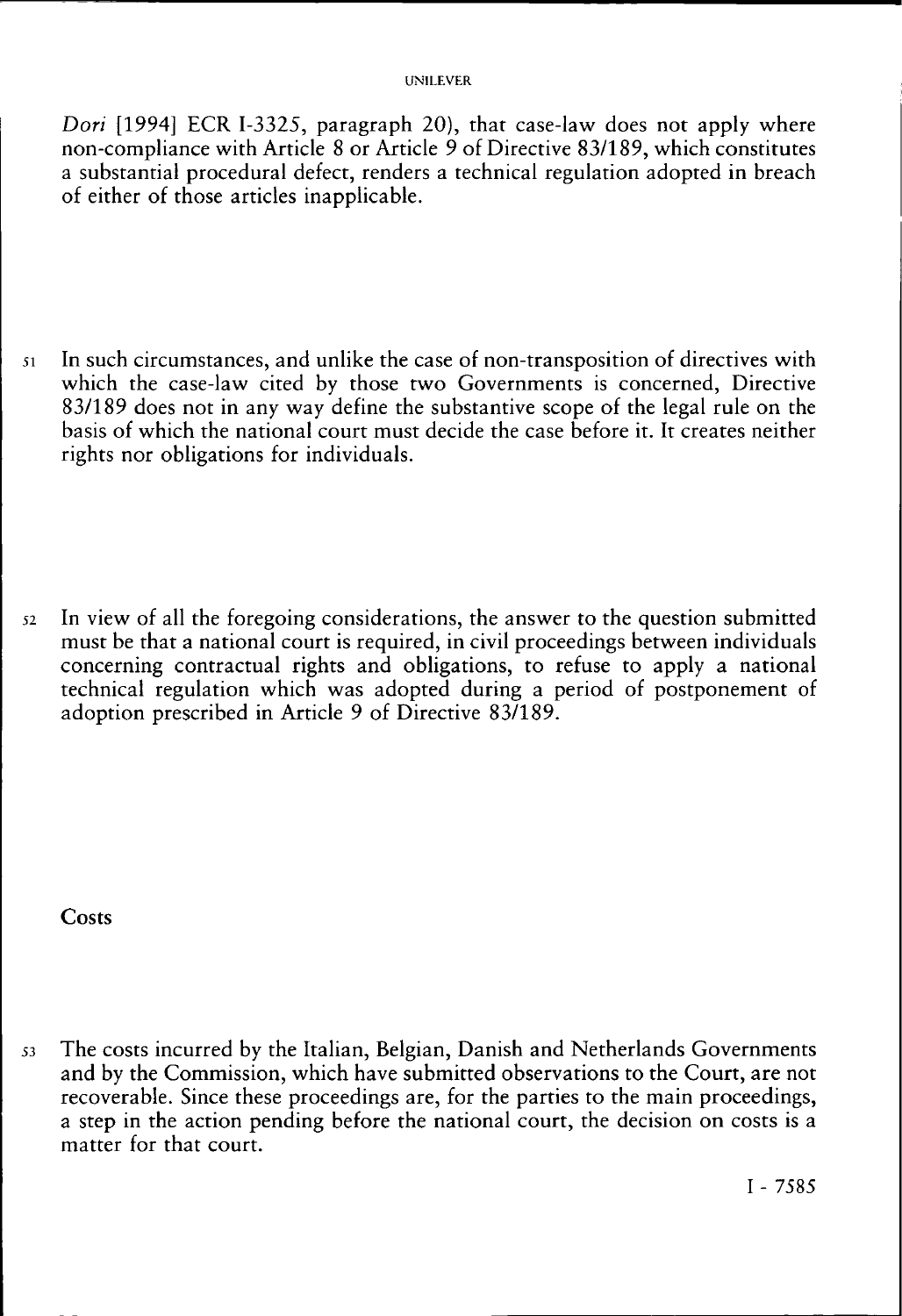*Dori* [1994] ECR I-3325, paragraph 20), that case-law does not apply where non-compliance with Article 8 or Article 9 of Directive 83/189, which constitutes a substantial procedural defect, renders a technical regulation adopted in breach of either of those articles inapplicable.

51 In such circumstances, and unlike the case of non-transposition of directives with which the case-law cited by those two Governments is concerned, Directive 83/189 does not in any way define the substantive scope of the legal rule on the basis of which the national court must decide the case before it. It creates neither rights nor obligations for individuals.

52 In view of all the foregoing considerations, the answer to the question submitted must be that a national court is required, in civil proceedings between individuals concerning contractual rights and obligations, to refuse to apply a national technical regulation which was adopted during a period of postponement of adoption prescribed in Article 9 of Directive 83/189.

## Costs

53 The costs incurred by the Italian, Belgian, Danish and Netherlands Governments and by the Commission, which have submitted observations to the Court, are not recoverable. Since these proceedings are, for the parties to the main proceedings, a step in the action pending before the national court, the decision on costs is a matter for that court.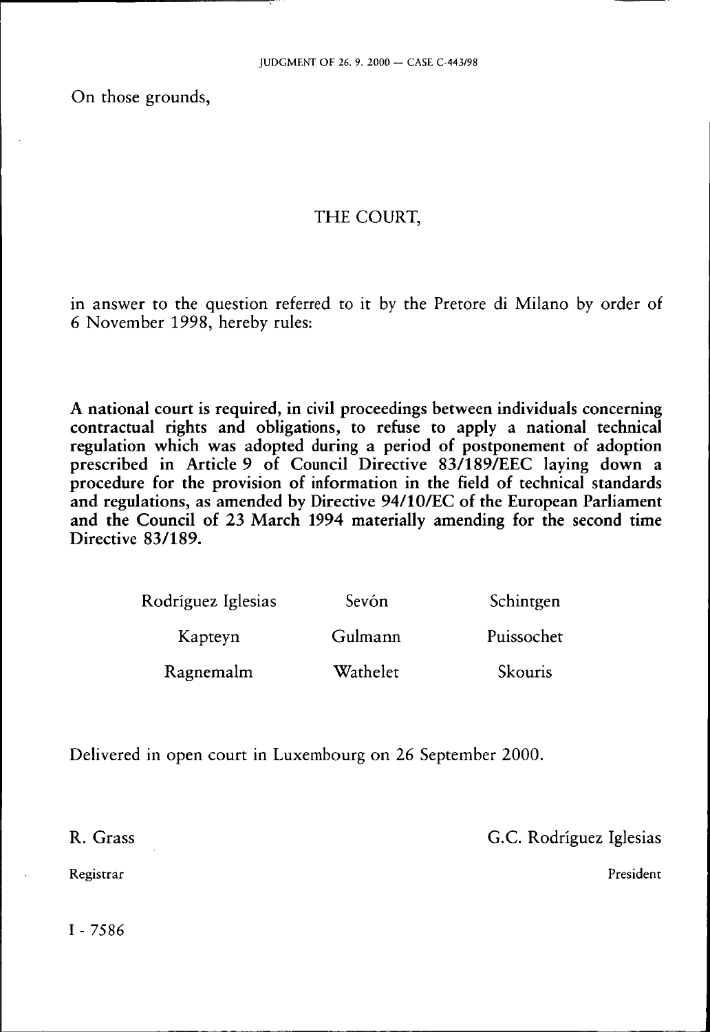On those grounds,

THE COURT,

in answer to the question referred to it by the Pretore di Milano by order of 6 November 1998, hereby rules:

**A national court is required, in civil proceedings between individuals concerning contractual rights and obligations, to refuse to apply a national technical regulation which was adopted during a period of postponement of adoption prescribed in Article 9 of Council Directive 83/189/EEC laying down a procedure for the provision of information in the field of technical standards and regulations, as amended by Directive 94/10/EC of the European Parliament and the Council of 23 March 1994 materially amending for the second time Directive 83/189.**

| | | |
|---|---|---|
| Rodríguez Iglesias | Sevón | Schintgen |
| Kapteyn | Gulmann | Puissochet |
| Ragnemalm | Wathelet | Skouris |

Delivered in open court in Luxembourg on 26 September 2000.

| | |
|---|---|
| R. Grass | G.C. Rodríguez Iglesias |
| Registrar | President |